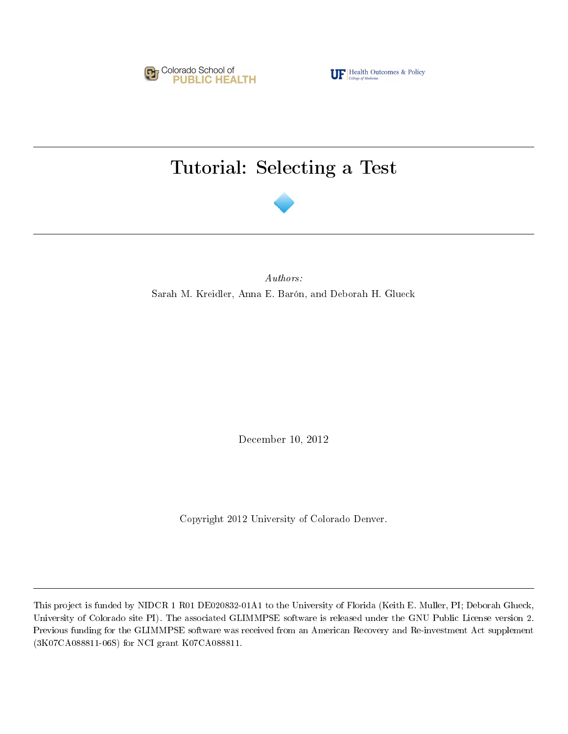Colorado School of PUBLIC HEALTH

UF Health Outcomes & Policy
College of Medicine

---

# Tutorial: Selecting a Test

---

*Authors:*

Sarah M. Kreidler, Anna E. Barón, and Deborah H. Glueck

December 10, 2012

Copyright 2012 University of Colorado Denver.

---

This project is funded by NIDCR 1 R01 DE020832-01A1 to the University of Florida (Keith E. Muller, PI; Deborah Glueck, University of Colorado site PI). The associated GLIMMPSE software is released under the GNU Public License version 2. Previous funding for the GLIMMPSE software was received from an American Recovery and Re-investment Act supplement (3K07CA088811-06S) for NCI grant K07CA088811.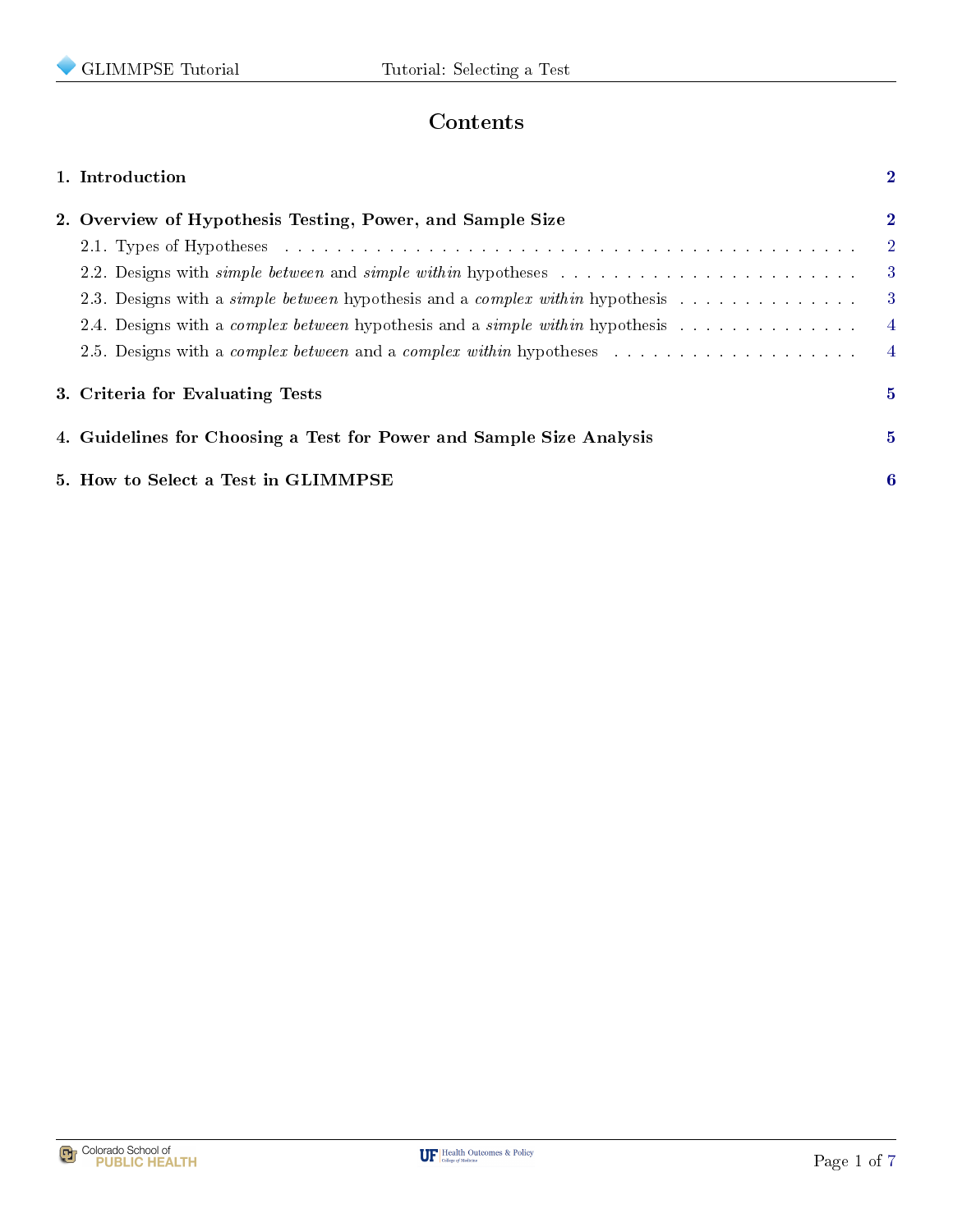# Contents

**1. Introduction** **2**

**2. Overview of Hypothesis Testing, Power, and Sample Size** **2**

- 2.1. Types of Hypotheses . . . . . . . . . . . . . . . . . . . . . . . . . . . . . . . . . . . . . . . . . . . . . 2
- 2.2. Designs with *simple between* and *simple within* hypotheses . . . . . . . . . . . . . . . . . . . . . . . 3
- 2.3. Designs with a *simple between* hypothesis and a *complex within* hypothesis . . . . . . . . . . . . . . 3
- 2.4. Designs with a *complex between* hypothesis and a *simple within* hypothesis . . . . . . . . . . . . . . 4
- 2.5. Designs with a *complex between* and a *complex within* hypotheses . . . . . . . . . . . . . . . . . . . 4

**3. Criteria for Evaluating Tests** **5**

**4. Guidelines for Choosing a Test for Power and Sample Size Analysis** **5**

**5. How to Select a Test in GLIMMPSE** **6**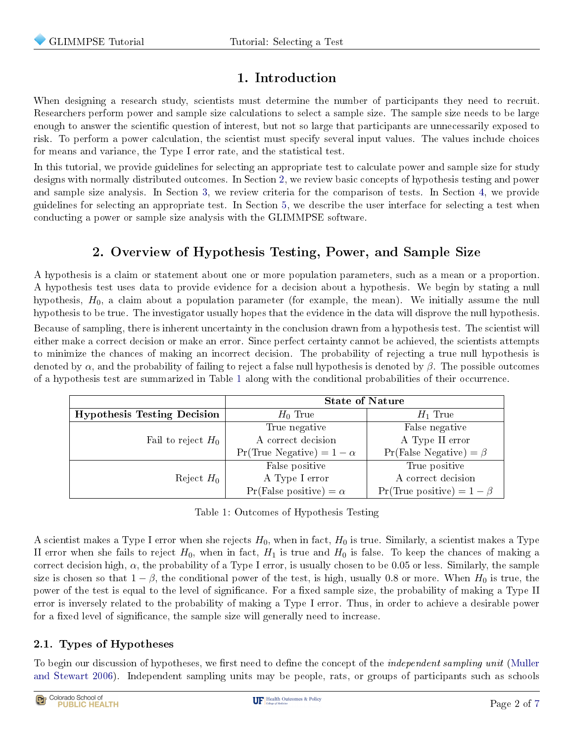# 1. Introduction

When designing a research study, scientists must determine the number of participants they need to recruit. Researchers perform power and sample size calculations to select a sample size. The sample size needs to be large enough to answer the scientific question of interest, but not so large that participants are unnecessarily exposed to risk. To perform a power calculation, the scientist must specify several input values. The values include choices for means and variance, the Type I error rate, and the statistical test.

In this tutorial, we provide guidelines for selecting an appropriate test to calculate power and sample size for study designs with normally distributed outcomes. In Section 2, we review basic concepts of hypothesis testing and power and sample size analysis. In Section 3, we review criteria for the comparison of tests. In Section 4, we provide guidelines for selecting an appropriate test. In Section 5, we describe the user interface for selecting a test when conducting a power or sample size analysis with the GLIMMPSE software.

# 2. Overview of Hypothesis Testing, Power, and Sample Size

A hypothesis is a claim or statement about one or more population parameters, such as a mean or a proportion. A hypothesis test uses data to provide evidence for a decision about a hypothesis. We begin by stating a null hypothesis, $H_0$, a claim about a population parameter (for example, the mean). We initially assume the null hypothesis to be true. The investigator usually hopes that the evidence in the data will disprove the null hypothesis.

Because of sampling, there is inherent uncertainty in the conclusion drawn from a hypothesis test. The scientist will either make a correct decision or make an error. Since perfect certainty cannot be achieved, the scientists attempts to minimize the chances of making an incorrect decision. The probability of rejecting a true null hypothesis is denoted by $\alpha$, and the probability of failing to reject a false null hypothesis is denoted by $\beta$. The possible outcomes of a hypothesis test are summarized in Table 1 along with the conditional probabilities of their occurrence.

| | **State of Nature** | |
|---|---|---|
| **Hypothesis Testing Decision** | $H_0$ True | $H_1$ True |
| Fail to reject $H_0$ | True negative<br>A correct decision<br>Pr(True Negative) $= 1 - \alpha$ | False negative<br>A Type II error<br>Pr(False Negative) $= \beta$ |
| Reject $H_0$ | False positive<br>A Type I error<br>Pr(False positive) $= \alpha$ | True positive<br>A correct decision<br>Pr(True positive) $= 1 - \beta$ |

Table 1: Outcomes of Hypothesis Testing

A scientist makes a Type I error when she rejects $H_0$, when in fact, $H_0$ is true. Similarly, a scientist makes a Type II error when she fails to reject $H_0$, when in fact, $H_1$ is true and $H_0$ is false. To keep the chances of making a correct decision high, $\alpha$, the probability of a Type I error, is usually chosen to be 0.05 or less. Similarly, the sample size is chosen so that $1 - \beta$, the conditional power of the test, is high, usually 0.8 or more. When $H_0$ is true, the power of the test is equal to the level of significance. For a fixed sample size, the probability of making a Type II error is inversely related to the probability of making a Type I error. Thus, in order to achieve a desirable power for a fixed level of significance, the sample size will generally need to increase.

## 2.1. Types of Hypotheses

To begin our discussion of hypotheses, we first need to define the concept of the *independent sampling unit* (Muller and Stewart 2006). Independent sampling units may be people, rats, or groups of participants such as schools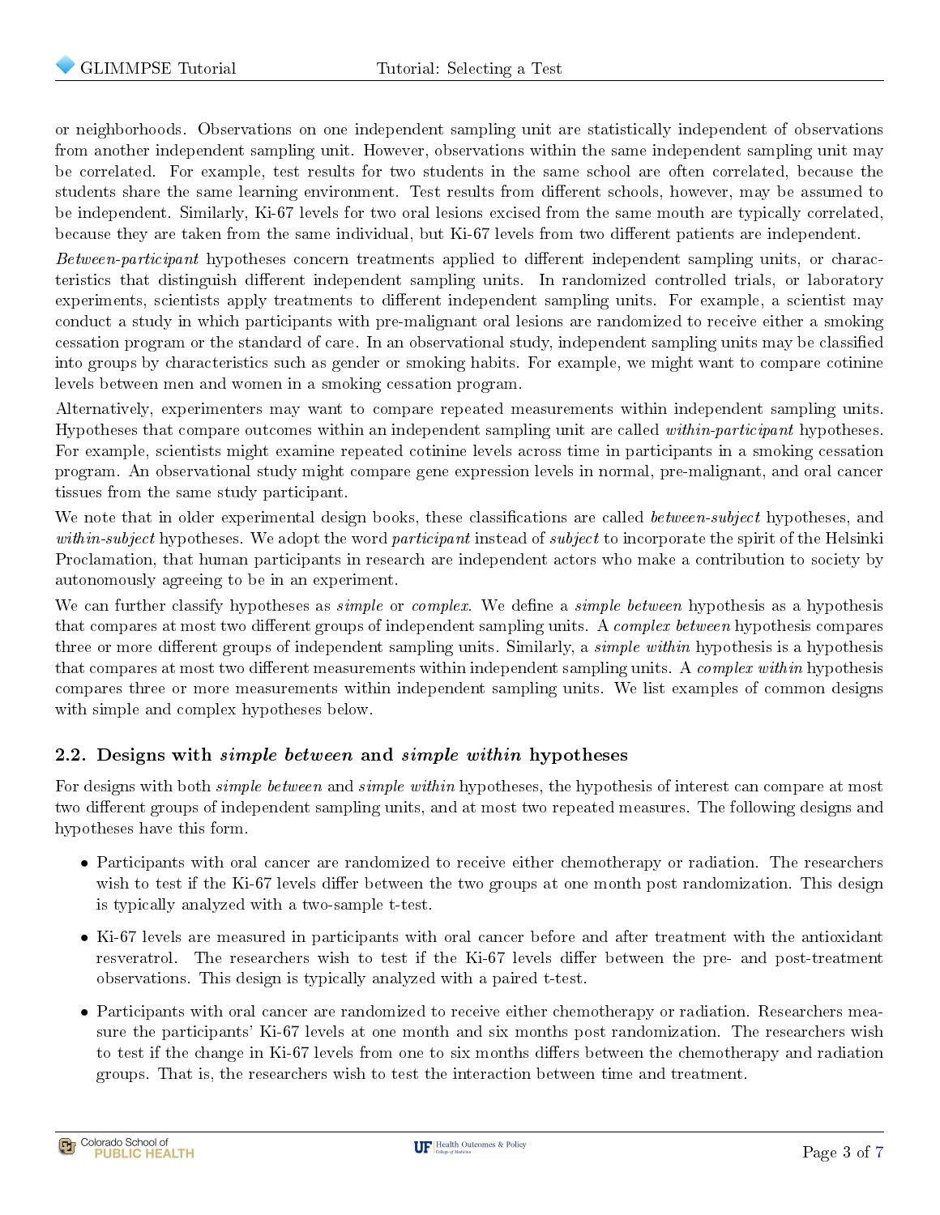or neighborhoods. Observations on one independent sampling unit are statistically independent of observations from another independent sampling unit. However, observations within the same independent sampling unit may be correlated. For example, test results for two students in the same school are often correlated, because the students share the same learning environment. Test results from different schools, however, may be assumed to be independent. Similarly, Ki-67 levels for two oral lesions excised from the same mouth are typically correlated, because they are taken from the same individual, but Ki-67 levels from two different patients are independent.

*Between-participant* hypotheses concern treatments applied to different independent sampling units, or characteristics that distinguish different independent sampling units. In randomized controlled trials, or laboratory experiments, scientists apply treatments to different independent sampling units. For example, a scientist may conduct a study in which participants with pre-malignant oral lesions are randomized to receive either a smoking cessation program or the standard of care. In an observational study, independent sampling units may be classified into groups by characteristics such as gender or smoking habits. For example, we might want to compare cotinine levels between men and women in a smoking cessation program.

Alternatively, experimenters may want to compare repeated measurements within independent sampling units. Hypotheses that compare outcomes within an independent sampling unit are called *within-participant* hypotheses. For example, scientists might examine repeated cotinine levels across time in participants in a smoking cessation program. An observational study might compare gene expression levels in normal, pre-malignant, and oral cancer tissues from the same study participant.

We note that in older experimental design books, these classifications are called *between-subject* hypotheses, and *within-subject* hypotheses. We adopt the word *participant* instead of *subject* to incorporate the spirit of the Helsinki Proclamation, that human participants in research are independent actors who make a contribution to society by autonomously agreeing to be in an experiment.

We can further classify hypotheses as *simple* or *complex*. We define a *simple between* hypothesis as a hypothesis that compares at most two different groups of independent sampling units. A *complex between* hypothesis compares three or more different groups of independent sampling units. Similarly, a *simple within* hypothesis is a hypothesis that compares at most two different measurements within independent sampling units. A *complex within* hypothesis compares three or more measurements within independent sampling units. We list examples of common designs with simple and complex hypotheses below.

## 2.2. Designs with *simple between* and *simple within* hypotheses

For designs with both *simple between* and *simple within* hypotheses, the hypothesis of interest can compare at most two different groups of independent sampling units, and at most two repeated measures. The following designs and hypotheses have this form.

- Participants with oral cancer are randomized to receive either chemotherapy or radiation. The researchers wish to test if the Ki-67 levels differ between the two groups at one month post randomization. This design is typically analyzed with a two-sample t-test.
- Ki-67 levels are measured in participants with oral cancer before and after treatment with the antioxidant resveratrol. The researchers wish to test if the Ki-67 levels differ between the pre- and post-treatment observations. This design is typically analyzed with a paired t-test.
- Participants with oral cancer are randomized to receive either chemotherapy or radiation. Researchers measure the participants' Ki-67 levels at one month and six months post randomization. The researchers wish to test if the change in Ki-67 levels from one to six months differs between the chemotherapy and radiation groups. That is, the researchers wish to test the interaction between time and treatment.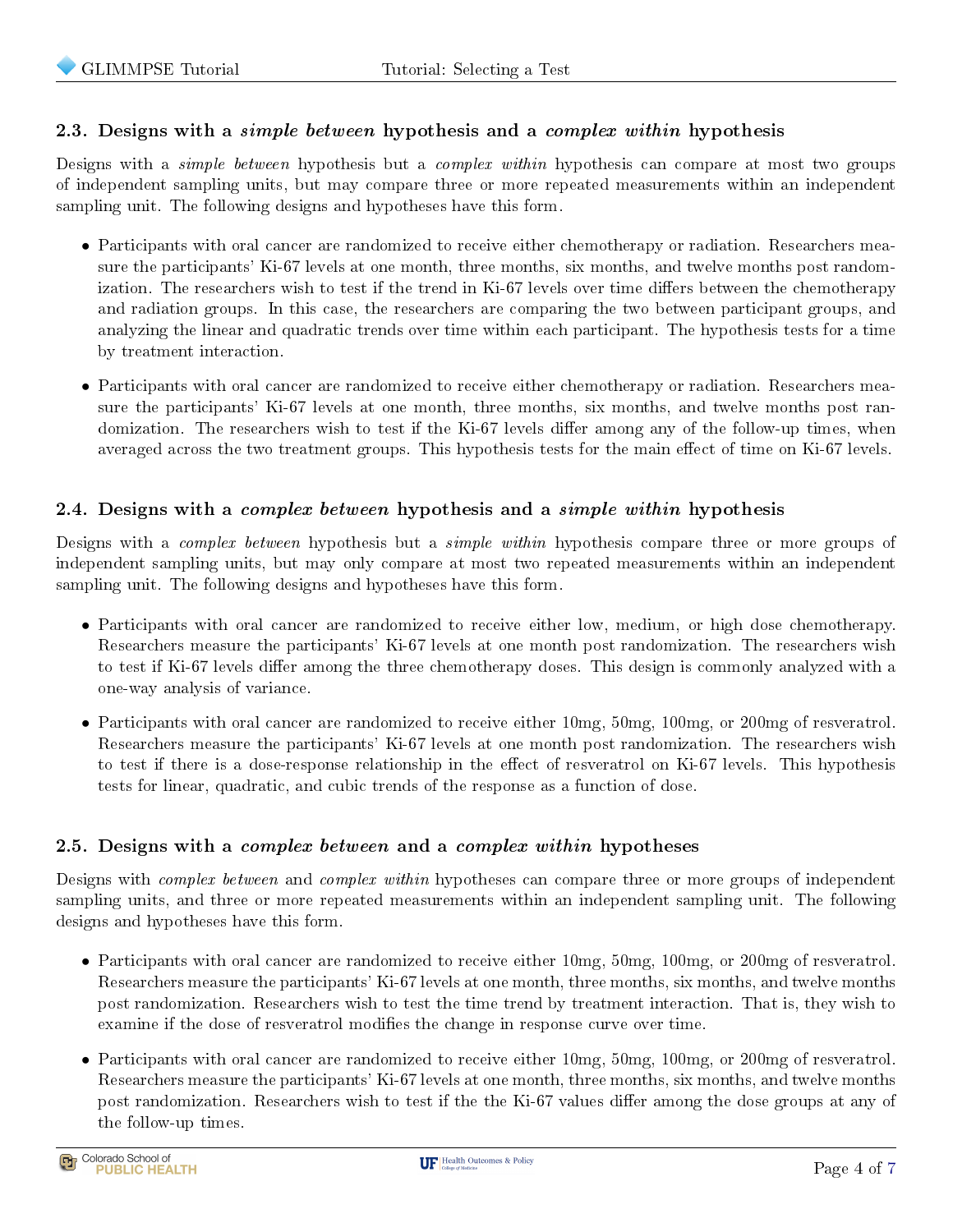### 2.3. Designs with a *simple between* hypothesis and a *complex within* hypothesis

Designs with a *simple between* hypothesis but a *complex within* hypothesis can compare at most two groups of independent sampling units, but may compare three or more repeated measurements within an independent sampling unit. The following designs and hypotheses have this form.

- Participants with oral cancer are randomized to receive either chemotherapy or radiation. Researchers measure the participants' Ki-67 levels at one month, three months, six months, and twelve months post randomization. The researchers wish to test if the trend in Ki-67 levels over time differs between the chemotherapy and radiation groups. In this case, the researchers are comparing the two between participant groups, and analyzing the linear and quadratic trends over time within each participant. The hypothesis tests for a time by treatment interaction.
- Participants with oral cancer are randomized to receive either chemotherapy or radiation. Researchers measure the participants' Ki-67 levels at one month, three months, six months, and twelve months post randomization. The researchers wish to test if the Ki-67 levels differ among any of the follow-up times, when averaged across the two treatment groups. This hypothesis tests for the main effect of time on Ki-67 levels.

### 2.4. Designs with a *complex between* hypothesis and a *simple within* hypothesis

Designs with a *complex between* hypothesis but a *simple within* hypothesis compare three or more groups of independent sampling units, but may only compare at most two repeated measurements within an independent sampling unit. The following designs and hypotheses have this form.

- Participants with oral cancer are randomized to receive either low, medium, or high dose chemotherapy. Researchers measure the participants' Ki-67 levels at one month post randomization. The researchers wish to test if Ki-67 levels differ among the three chemotherapy doses. This design is commonly analyzed with a one-way analysis of variance.
- Participants with oral cancer are randomized to receive either 10mg, 50mg, 100mg, or 200mg of resveratrol. Researchers measure the participants' Ki-67 levels at one month post randomization. The researchers wish to test if there is a dose-response relationship in the effect of resveratrol on Ki-67 levels. This hypothesis tests for linear, quadratic, and cubic trends of the response as a function of dose.

### 2.5. Designs with a *complex between* and a *complex within* hypotheses

Designs with *complex between* and *complex within* hypotheses can compare three or more groups of independent sampling units, and three or more repeated measurements within an independent sampling unit. The following designs and hypotheses have this form.

- Participants with oral cancer are randomized to receive either 10mg, 50mg, 100mg, or 200mg of resveratrol. Researchers measure the participants' Ki-67 levels at one month, three months, six months, and twelve months post randomization. Researchers wish to test the time trend by treatment interaction. That is, they wish to examine if the dose of resveratrol modifies the change in response curve over time.
- Participants with oral cancer are randomized to receive either 10mg, 50mg, 100mg, or 200mg of resveratrol. Researchers measure the participants' Ki-67 levels at one month, three months, six months, and twelve months post randomization. Researchers wish to test if the the Ki-67 values differ among the dose groups at any of the follow-up times.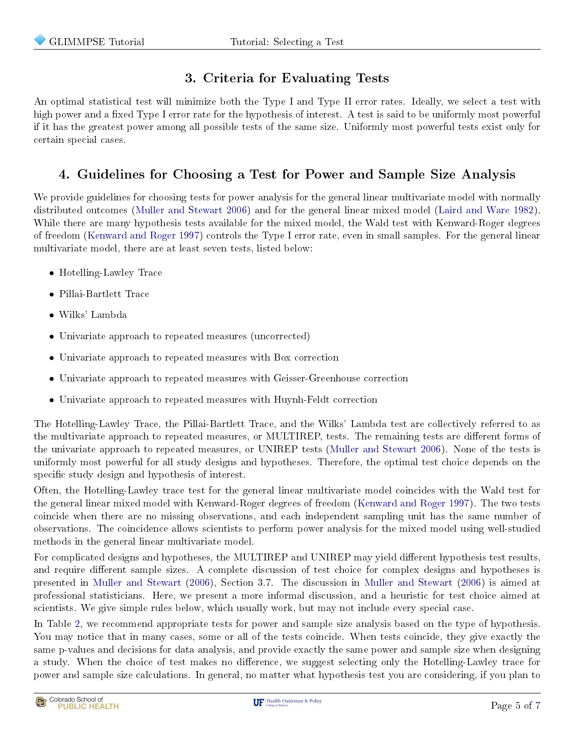## 3. Criteria for Evaluating Tests

An optimal statistical test will minimize both the Type I and Type II error rates. Ideally, we select a test with high power and a fixed Type I error rate for the hypothesis of interest. A test is said to be uniformly most powerful if it has the greatest power among all possible tests of the same size. Uniformly most powerful tests exist only for certain special cases.

## 4. Guidelines for Choosing a Test for Power and Sample Size Analysis

We provide guidelines for choosing tests for power analysis for the general linear multivariate model with normally distributed outcomes (Muller and Stewart 2006) and for the general linear mixed model (Laird and Ware 1982). While there are many hypothesis tests available for the mixed model, the Wald test with Kenward-Roger degrees of freedom (Kenward and Roger 1997) controls the Type I error rate, even in small samples. For the general linear multivariate model, there are at least seven tests, listed below:

- Hotelling-Lawley Trace
- Pillai-Bartlett Trace
- Wilks' Lambda
- Univariate approach to repeated measures (uncorrected)
- Univariate approach to repeated measures with Box correction
- Univariate approach to repeated measures with Geisser-Greenhouse correction
- Univariate approach to repeated measures with Huynh-Feldt correction

The Hotelling-Lawley Trace, the Pillai-Bartlett Trace, and the Wilks' Lambda test are collectively referred to as the multivariate approach to repeated measures, or MULTIREP, tests. The remaining tests are different forms of the univariate approach to repeated measures, or UNIREP tests (Muller and Stewart 2006). None of the tests is uniformly most powerful for all study designs and hypotheses. Therefore, the optimal test choice depends on the specific study design and hypothesis of interest.

Often, the Hotelling-Lawley trace test for the general linear multivariate model coincides with the Wald test for the general linear mixed model with Kenward-Roger degrees of freedom (Kenward and Roger 1997). The two tests coincide when there are no missing observations, and each independent sampling unit has the same number of observations. The coincidence allows scientists to perform power analysis for the mixed model using well-studied methods in the general linear multivariate model.

For complicated designs and hypotheses, the MULTIREP and UNIREP may yield different hypothesis test results, and require different sample sizes. A complete discussion of test choice for complex designs and hypotheses is presented in Muller and Stewart (2006), Section 3.7. The discussion in Muller and Stewart (2006) is aimed at professional statisticians. Here, we present a more informal discussion, and a heuristic for test choice aimed at scientists. We give simple rules below, which usually work, but may not include every special case.

In Table 2, we recommend appropriate tests for power and sample size analysis based on the type of hypothesis. You may notice that in many cases, some or all of the tests coincide. When tests coincide, they give exactly the same p-values and decisions for data analysis, and provide exactly the same power and sample size when designing a study. When the choice of test makes no difference, we suggest selecting only the Hotelling-Lawley trace for power and sample size calculations. In general, no matter what hypothesis test you are considering, if you plan to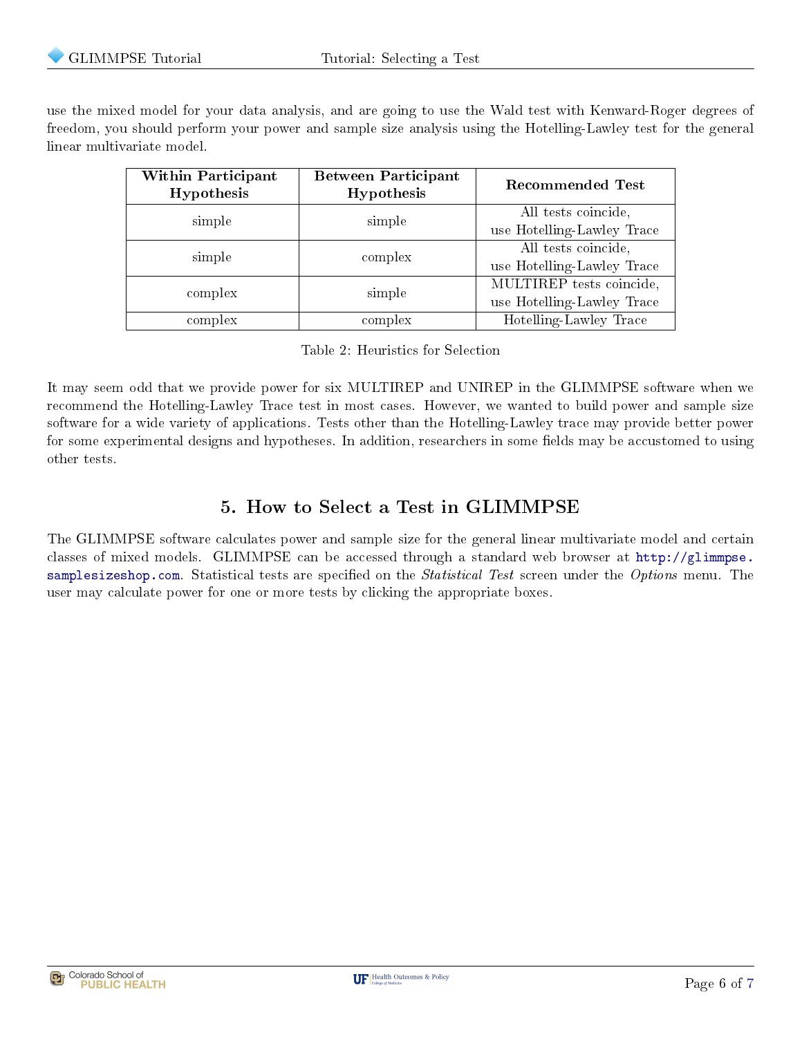use the mixed model for your data analysis, and are going to use the Wald test with Kenward-Roger degrees of freedom, you should perform your power and sample size analysis using the Hotelling-Lawley test for the general linear multivariate model.

| Within Participant Hypothesis | Between Participant Hypothesis | Recommended Test |
| --- | --- | --- |
| simple | simple | All tests coincide, use Hotelling-Lawley Trace |
| simple | complex | All tests coincide, use Hotelling-Lawley Trace |
| complex | simple | MULTIREP tests coincide, use Hotelling-Lawley Trace |
| complex | complex | Hotelling-Lawley Trace |

Table 2: Heuristics for Selection

It may seem odd that we provide power for six MULTIREP and UNIREP in the GLIMMPSE software when we recommend the Hotelling-Lawley Trace test in most cases. However, we wanted to build power and sample size software for a wide variety of applications. Tests other than the Hotelling-Lawley trace may provide better power for some experimental designs and hypotheses. In addition, researchers in some fields may be accustomed to using other tests.

## 5. How to Select a Test in GLIMMPSE

The GLIMMPSE software calculates power and sample size for the general linear multivariate model and certain classes of mixed models. GLIMMPSE can be accessed through a standard web browser at http://glimmpse.samplesizeshop.com. Statistical tests are specified on the *Statistical Test* screen under the *Options* menu. The user may calculate power for one or more tests by clicking the appropriate boxes.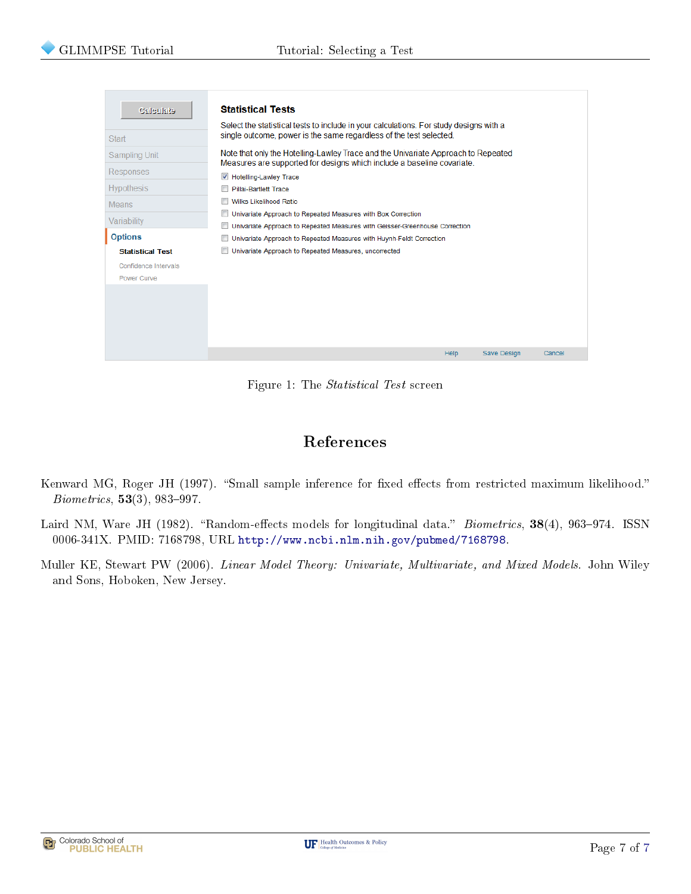Figure 1: The *Statistical Test* screen

## References

Kenward MG, Roger JH (1997). "Small sample inference for fixed effects from restricted maximum likelihood." *Biometrics*, **53**(3), 983–997.

Laird NM, Ware JH (1982). "Random-effects models for longitudinal data." *Biometrics*, **38**(4), 963–974. ISSN 0006-341X. PMID: 7168798, URL http://www.ncbi.nlm.nih.gov/pubmed/7168798.

Muller KE, Stewart PW (2006). *Linear Model Theory: Univariate, Multivariate, and Mixed Models*. John Wiley and Sons, Hoboken, New Jersey.